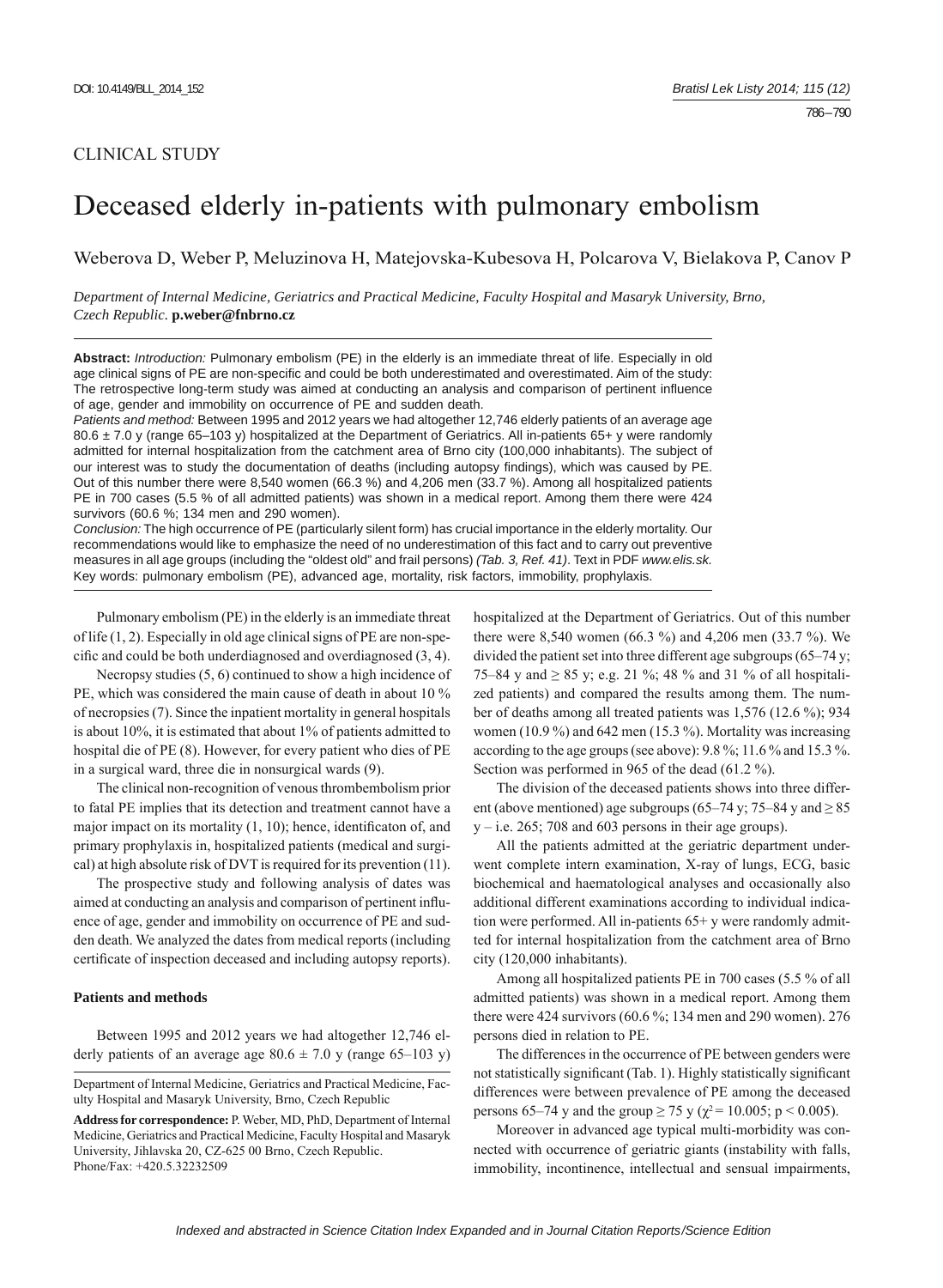CLINICAL STUDY

# Deceased elderly in-patients with pulmonary embolism

Weberova D, Weber P, Meluzinova H, Matejovska-Kubesova H, Polcarova V, Bielakova P, Canov P

*Department of Internal Medicine, Geriatrics and Practical Medicine, Faculty Hospital and Masaryk University, Brno, Czech Republic.* **p.weber@fnbrno.cz**

**Abstract:** *Introduction:* Pulmonary embolism (PE) in the elderly is an immediate threat of life. Especially in old age clinical signs of PE are non-specific and could be both underestimated and overestimated. Aim of the study: The retrospective long-term study was aimed at conducting an analysis and comparison of pertinent influence of age, gender and immobility on occurrence of PE and sudden death.

*Patients and method:* Between 1995 and 2012 years we had altogether 12,746 elderly patients of an average age 80.6 ± 7.0 y (range 65–103 y) hospitalized at the Department of Geriatrics. All in-patients 65+ y were randomly admitted for internal hospitalization from the catchment area of Brno city (100,000 inhabitants). The subject of our interest was to study the documentation of deaths (including autopsy findings), which was caused by PE. Out of this number there were 8,540 women (66.3 %) and 4,206 men (33.7 %). Among all hospitalized patients PE in 700 cases (5.5 % of all admitted patients) was shown in a medical report. Among them there were 424 survivors (60.6 %; 134 men and 290 women).

*Conclusion:* The high occurrence of PE (particularly silent form) has crucial importance in the elderly mortality. Our recommendations would like to emphasize the need of no underestimation of this fact and to carry out preventive measures in all age groups (including the "oldest old" and frail persons) *(Tab. 3, Ref. 41)*. Text in PDF *www.elis.sk.*

Key words: pulmonary embolism (PE), advanced age, mortality, risk factors, immobility, prophylaxis.

Pulmonary embolism (PE) in the elderly is an immediate threat of life (1, 2). Especially in old age clinical signs of PE are non-specific and could be both underdiagnosed and overdiagnosed (3, 4).

Necropsy studies (5, 6) continued to show a high incidence of PE, which was considered the main cause of death in about 10 % of necropsies (7). Since the inpatient mortality in general hospitals is about 10%, it is estimated that about 1% of patients admitted to hospital die of PE (8). However, for every patient who dies of PE in a surgical ward, three die in nonsurgical wards (9).

The clinical non-recognition of venous thrombembolism prior to fatal PE implies that its detection and treatment cannot have a major impact on its mortality (1, 10); hence, identificaton of, and primary prophylaxis in, hospitalized patients (medical and surgical) at high absolute risk of DVT is required for its prevention (11).

The prospective study and following analysis of dates was aimed at conducting an analysis and comparison of pertinent influence of age, gender and immobility on occurrence of PE and sudden death. We analyzed the dates from medical reports (including certificate of inspection deceased and including autopsy reports).

### Patients and methods

Between 1995 and 2012 years we had altogether 12,746 elderly patients of an average age 80.6 ± 7.0 y (range 65–103 y) hospitalized at the Department of Geriatrics. Out of this number there were 8,540 women (66.3 %) and 4,206 men (33.7 %). We divided the patient set into three different age subgroups (65–74 y; 75–84 y and ≥ 85 y; e.g. 21 %; 48 % and 31 % of all hospitalized patients) and compared the results among them. The number of deaths among all treated patients was 1,576 (12.6 %); 934 women (10.9 %) and 642 men (15.3 %). Mortality was increasing according to the age groups (see above): 9.8 %; 11.6 % and 15.3 %. Section was performed in 965 of the dead (61.2 %).

The division of the deceased patients shows into three different (above mentioned) age subgroups (65–74 y; 75–84 y and ≥ 85 y – i.e. 265; 708 and 603 persons in their age groups).

All the patients admitted at the geriatric department underwent complete intern examination, X-ray of lungs, ECG, basic biochemical and haematological analyses and occasionally also additional different examinations according to individual indication were performed. All in-patients 65+ y were randomly admitted for internal hospitalization from the catchment area of Brno city (120,000 inhabitants).

Among all hospitalized patients PE in 700 cases (5.5 % of all admitted patients) was shown in a medical report. Among them there were 424 survivors (60.6 %; 134 men and 290 women). 276 persons died in relation to PE.

The differences in the occurrence of PE between genders were not statistically significant (Tab. 1). Highly statistically significant differences were between prevalence of PE among the deceased persons 65–74 y and the group ≥ 75 y ($\chi^2 = 10.005$; $p < 0.005$).

Moreover in advanced age typical multi-morbidity was connected with occurrence of geriatric giants (instability with falls, immobility, incontinence, intellectual and sensual impairments,

Department of Internal Medicine, Geriatrics and Practical Medicine, Faculty Hospital and Masaryk University, Brno, Czech Republic

**Address for correspondence:** P. Weber, MD, PhD, Department of Internal Medicine, Geriatrics and Practical Medicine, Faculty Hospital and Masaryk University, Jihlavska 20, CZ-625 00 Brno, Czech Republic.
Phone/Fax: +420.5.32232509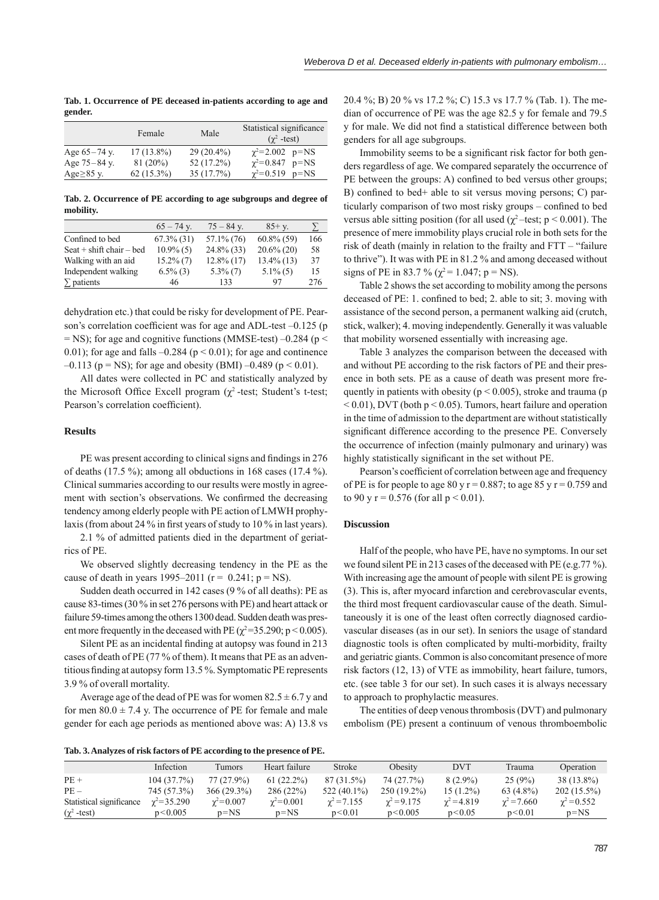**Tab. 1. Occurrence of PE deceased in-patients according to age and gender.**

| | Female | Male | Statistical significance ($\chi^2$ -test) |
|---|---|---|---|
| Age 65 – 74 y. | 17 (13.8%) | 29 (20.4%) | $\chi^2$=2.002 p=NS |
| Age 75 – 84 y. | 81 (20%) | 52 (17.2%) | $\chi^2$=0.847 p=NS |
| Age≥85 y. | 62 (15.3%) | 35 (17.7%) | $\chi^2$=0.519 p=NS |

**Tab. 2. Occurrence of PE according to age subgroups and degree of mobility.**

| | 65 – 74 y. | 75 – 84 y. | 85+ y. | ∑ |
|---|---|---|---|---|
| Confined to bed | 67.3% (31) | 57.1% (76) | 60.8% (59) | 166 |
| Seat + shift chair – bed | 10.9% (5) | 24.8% (33) | 20.6% (20) | 58 |
| Walking with an aid | 15.2% (7) | 12.8% (17) | 13.4% (13) | 37 |
| Independent walking | 6.5% (3) | 5.3% (7) | 5.1% (5) | 15 |
| ∑ patients | 46 | 133 | 97 | 276 |

dehydration etc.) that could be risky for development of PE. Pearson's correlation coefficient was for age and ADL-test –0.125 (p = NS); for age and cognitive functions (MMSE-test) –0.284 ($p < 0.01$); for age and falls –0.284 ($p < 0.01$); for age and continence –0.113 (p = NS); for age and obesity (BMI) –0.489 ($p < 0.01$).

All dates were collected in PC and statistically analyzed by the Microsoft Office Excell program ($\chi^2$ -test; Student's t-test; Pearson's correlation coefficient).

## Results

PE was present according to clinical signs and findings in 276 of deaths (17.5 %); among all obductions in 168 cases (17.4 %). Clinical summaries according to our results were mostly in agreement with section's observations. We confirmed the decreasing tendency among elderly people with PE action of LMWH prophylaxis (from about 24 % in first years of study to 10 % in last years).

2.1 % of admitted patients died in the department of geriatrics of PE.

We observed slightly decreasing tendency in the PE as the cause of death in years 1995–2011 (r = 0.241; p = NS).

Sudden death occurred in 142 cases (9 % of all deaths): PE as cause 83-times (30 % in set 276 persons with PE) and heart attack or failure 59-times among the others 1300 dead. Sudden death was present more frequently in the deceased with PE ($\chi^2$=35.290; $p < 0.005$).

Silent PE as an incidental finding at autopsy was found in 213 cases of death of PE (77 % of them). It means that PE as an adventitious finding at autopsy form 13.5 %. Symptomatic PE represents 3.9 % of overall mortality.

Average age of the dead of PE was for women 82.5 ± 6.7 y and for men 80.0 ± 7.4 y. The occurrence of PE for female and male gender for each age periods as mentioned above was: A) 13.8 vs 20.4 %; B) 20 % vs 17.2 %; C) 15.3 vs 17.7 % (Tab. 1). The median of occurrence of PE was the age 82.5 y for female and 79.5 y for male. We did not find a statistical difference between both genders for all age subgroups.

Immobility seems to be a significant risk factor for both genders regardless of age. We compared separately the occurrence of PE between the groups: A) confined to bed versus other groups; B) confined to bed+ able to sit versus moving persons; C) particularly comparison of two most risky groups – confined to bed versus able sitting position (for all used ($\chi^2$ –test; $p < 0.001$). The presence of mere immobility plays crucial role in both sets for the risk of death (mainly in relation to the frailty and FTT – "failure to thrive"). It was with PE in 81.2 % and among deceased without signs of PE in 83.7 % ($\chi^2$ = 1.047; p = NS).

Table 2 shows the set according to mobility among the persons deceased of PE: 1. confined to bed; 2. able to sit; 3. moving with assistance of the second person, a permanent walking aid (crutch, stick, walker); 4. moving independently. Generally it was valuable that mobility worsened essentially with increasing age.

Table 3 analyzes the comparison between the deceased with and without PE according to the risk factors of PE and their presence in both sets. PE as a cause of death was present more frequently in patients with obesity ($p < 0.005$), stroke and trauma ($p < 0.01$), DVT (both $p < 0.05$). Tumors, heart failure and operation in the time of admission to the department are without statistically significant difference according to the presence PE. Conversely the occurrence of infection (mainly pulmonary and urinary) was highly statistically significant in the set without PE.

Pearson's coefficient of correlation between age and frequency of PE is for people to age 80 y r = 0.887; to age 85 y r = 0.759 and to 90 y r = 0.576 (for all $p < 0.01$).

## Discussion

Half of the people, who have PE, have no symptoms. In our set we found silent PE in 213 cases of the deceased with PE (e.g.77 %). With increasing age the amount of people with silent PE is growing (3). This is, after myocard infarction and cerebrovascular events, the third most frequent cardiovascular cause of the death. Simultaneously it is one of the least often correctly diagnosed cardiovascular diseases (as in our set). In seniors the usage of standard diagnostic tools is often complicated by multi-morbidity, frailty and geriatric giants. Common is also concomitant presence of more risk factors (12, 13) of VTE as immobility, heart failure, tumors, etc. (see table 3 for our set). In such cases it is always necessary to approach to prophylactic measures.

The entities of deep venous thrombosis (DVT) and pulmonary embolism (PE) present a continuum of venous thromboembolic

**Tab. 3. Analyzes of risk factors of PE according to the presence of PE.**

| | Infection | Tumors | Heart failure | Stroke | Obesity | DVT | Trauma | Operation |
|---|---|---|---|---|---|---|---|---|
| PE + | 104 (37.7%) | 77 (27.9%) | 61 (22.2%) | 87 (31.5%) | 74 (27.7%) | 8 (2.9%) | 25 (9%) | 38 (13.8%) |
| PE – | 745 (57.3%) | 366 (29.3%) | 286 (22%) | 522 (40.1%) | 250 (19.2%) | 15 (1.2%) | 63 (4.8%) | 202 (15.5%) |
| Statistical significance ($\chi^2$ -test) | $\chi^2$=35.290 p<0.005 | $\chi^2$=0.007 p=NS | $\chi^2$=0.001 p=NS | $\chi^2$=7.155 p<0.01 | $\chi^2$=9.175 p<0.005 | $\chi^2$=4.819 p<0.05 | $\chi^2$=7.660 p<0.01 | $\chi^2$=0.552 p=NS |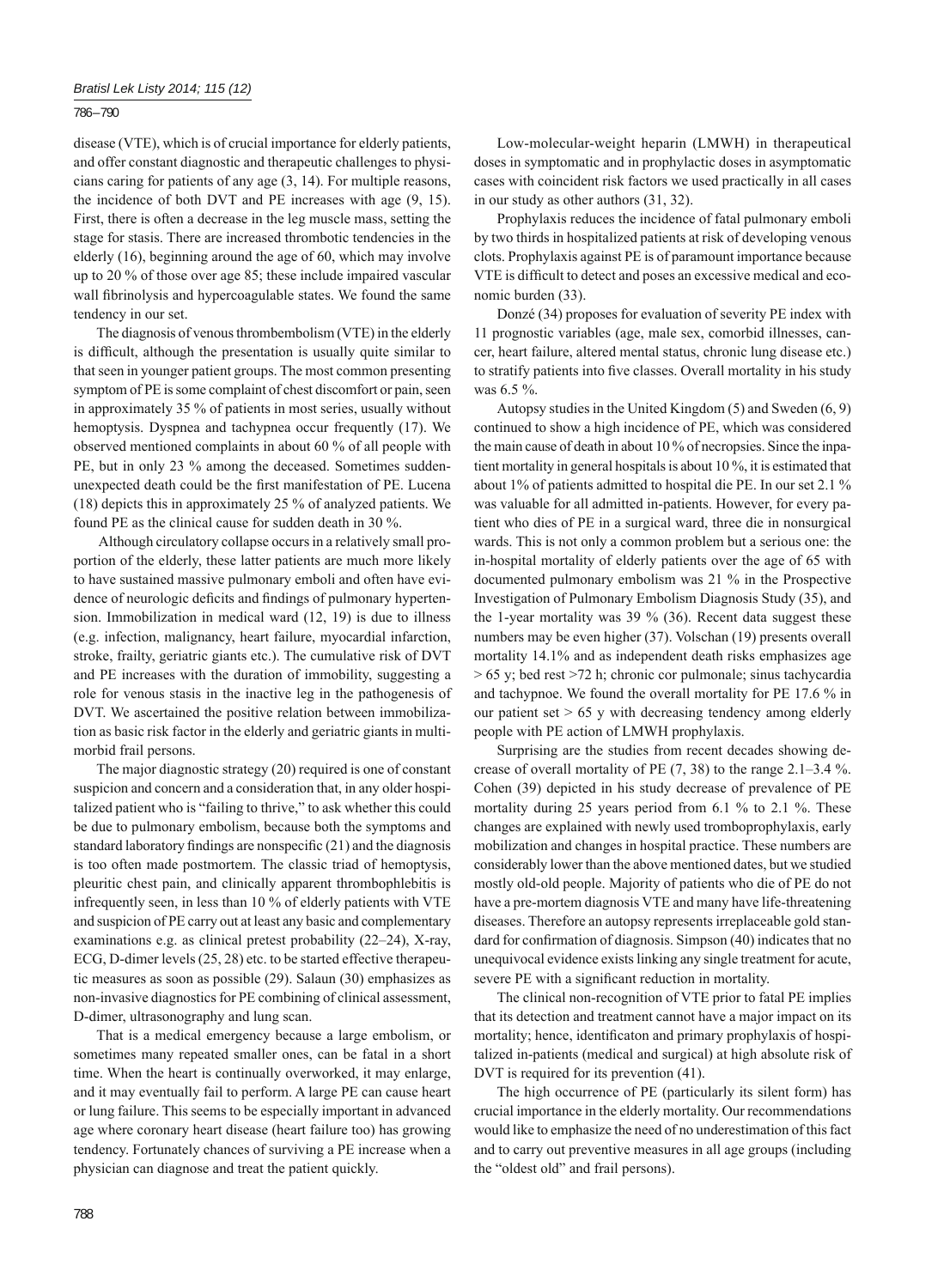disease (VTE), which is of crucial importance for elderly patients, and offer constant diagnostic and therapeutic challenges to physicians caring for patients of any age (3, 14). For multiple reasons, the incidence of both DVT and PE increases with age (9, 15). First, there is often a decrease in the leg muscle mass, setting the stage for stasis. There are increased thrombotic tendencies in the elderly (16), beginning around the age of 60, which may involve up to 20 % of those over age 85; these include impaired vascular wall fibrinolysis and hypercoagulable states. We found the same tendency in our set.

The diagnosis of venous thrombembolism (VTE) in the elderly is difficult, although the presentation is usually quite similar to that seen in younger patient groups. The most common presenting symptom of PE is some complaint of chest discomfort or pain, seen in approximately 35 % of patients in most series, usually without hemoptysis. Dyspnea and tachypnea occur frequently (17). We observed mentioned complaints in about 60 % of all people with PE, but in only 23 % among the deceased. Sometimes suddenunexpected death could be the first manifestation of PE. Lucena (18) depicts this in approximately 25 % of analyzed patients. We found PE as the clinical cause for sudden death in 30 %.

Although circulatory collapse occurs in a relatively small proportion of the elderly, these latter patients are much more likely to have sustained massive pulmonary emboli and often have evidence of neurologic deficits and findings of pulmonary hypertension. Immobilization in medical ward (12, 19) is due to illness (e.g. infection, malignancy, heart failure, myocardial infarction, stroke, frailty, geriatric giants etc.). The cumulative risk of DVT and PE increases with the duration of immobility, suggesting a role for venous stasis in the inactive leg in the pathogenesis of DVT. We ascertained the positive relation between immobilization as basic risk factor in the elderly and geriatric giants in multimorbid frail persons.

The major diagnostic strategy (20) required is one of constant suspicion and concern and a consideration that, in any older hospitalized patient who is "failing to thrive," to ask whether this could be due to pulmonary embolism, because both the symptoms and standard laboratory findings are nonspecific (21) and the diagnosis is too often made postmortem. The classic triad of hemoptysis, pleuritic chest pain, and clinically apparent thrombophlebitis is infrequently seen, in less than 10 % of elderly patients with VTE and suspicion of PE carry out at least any basic and complementary examinations e.g. as clinical pretest probability (22–24), X-ray, ECG, D-dimer levels (25, 28) etc. to be started effective therapeutic measures as soon as possible (29). Salaun (30) emphasizes as non-invasive diagnostics for PE combining of clinical assessment, D-dimer, ultrasonography and lung scan.

That is a medical emergency because a large embolism, or sometimes many repeated smaller ones, can be fatal in a short time. When the heart is continually overworked, it may enlarge, and it may eventually fail to perform. A large PE can cause heart or lung failure. This seems to be especially important in advanced age where coronary heart disease (heart failure too) has growing tendency. Fortunately chances of surviving a PE increase when a physician can diagnose and treat the patient quickly.

Low-molecular-weight heparin (LMWH) in therapeutical doses in symptomatic and in prophylactic doses in asymptomatic cases with coincident risk factors we used practically in all cases in our study as other authors (31, 32).

Prophylaxis reduces the incidence of fatal pulmonary emboli by two thirds in hospitalized patients at risk of developing venous clots. Prophylaxis against PE is of paramount importance because VTE is difficult to detect and poses an excessive medical and economic burden (33).

Donzé (34) proposes for evaluation of severity PE index with 11 prognostic variables (age, male sex, comorbid illnesses, cancer, heart failure, altered mental status, chronic lung disease etc.) to stratify patients into five classes. Overall mortality in his study was 6.5 %.

Autopsy studies in the United Kingdom (5) and Sweden (6, 9) continued to show a high incidence of PE, which was considered the main cause of death in about 10 % of necropsies. Since the inpatient mortality in general hospitals is about 10 %, it is estimated that about 1% of patients admitted to hospital die PE. In our set 2.1 % was valuable for all admitted in-patients. However, for every patient who dies of PE in a surgical ward, three die in nonsurgical wards. This is not only a common problem but a serious one: the in-hospital mortality of elderly patients over the age of 65 with documented pulmonary embolism was 21 % in the Prospective Investigation of Pulmonary Embolism Diagnosis Study (35), and the 1-year mortality was 39 % (36). Recent data suggest these numbers may be even higher (37). Volschan (19) presents overall mortality 14.1% and as independent death risks emphasizes age > 65 y; bed rest >72 h; chronic cor pulmonale; sinus tachycardia and tachypnoe. We found the overall mortality for PE 17.6 % in our patient set > 65 y with decreasing tendency among elderly people with PE action of LMWH prophylaxis.

Surprising are the studies from recent decades showing decrease of overall mortality of PE (7, 38) to the range 2.1–3.4 %. Cohen (39) depicted in his study decrease of prevalence of PE mortality during 25 years period from 6.1 % to 2.1 %. These changes are explained with newly used tromboprophylaxis, early mobilization and changes in hospital practice. These numbers are considerably lower than the above mentioned dates, but we studied mostly old-old people. Majority of patients who die of PE do not have a pre-mortem diagnosis VTE and many have life-threatening diseases. Therefore an autopsy represents irreplaceable gold standard for confirmation of diagnosis. Simpson (40) indicates that no unequivocal evidence exists linking any single treatment for acute, severe PE with a significant reduction in mortality.

The clinical non-recognition of VTE prior to fatal PE implies that its detection and treatment cannot have a major impact on its mortality; hence, identificaton and primary prophylaxis of hospitalized in-patients (medical and surgical) at high absolute risk of DVT is required for its prevention (41).

The high occurrence of PE (particularly its silent form) has crucial importance in the elderly mortality. Our recommendations would like to emphasize the need of no underestimation of this fact and to carry out preventive measures in all age groups (including the "oldest old" and frail persons).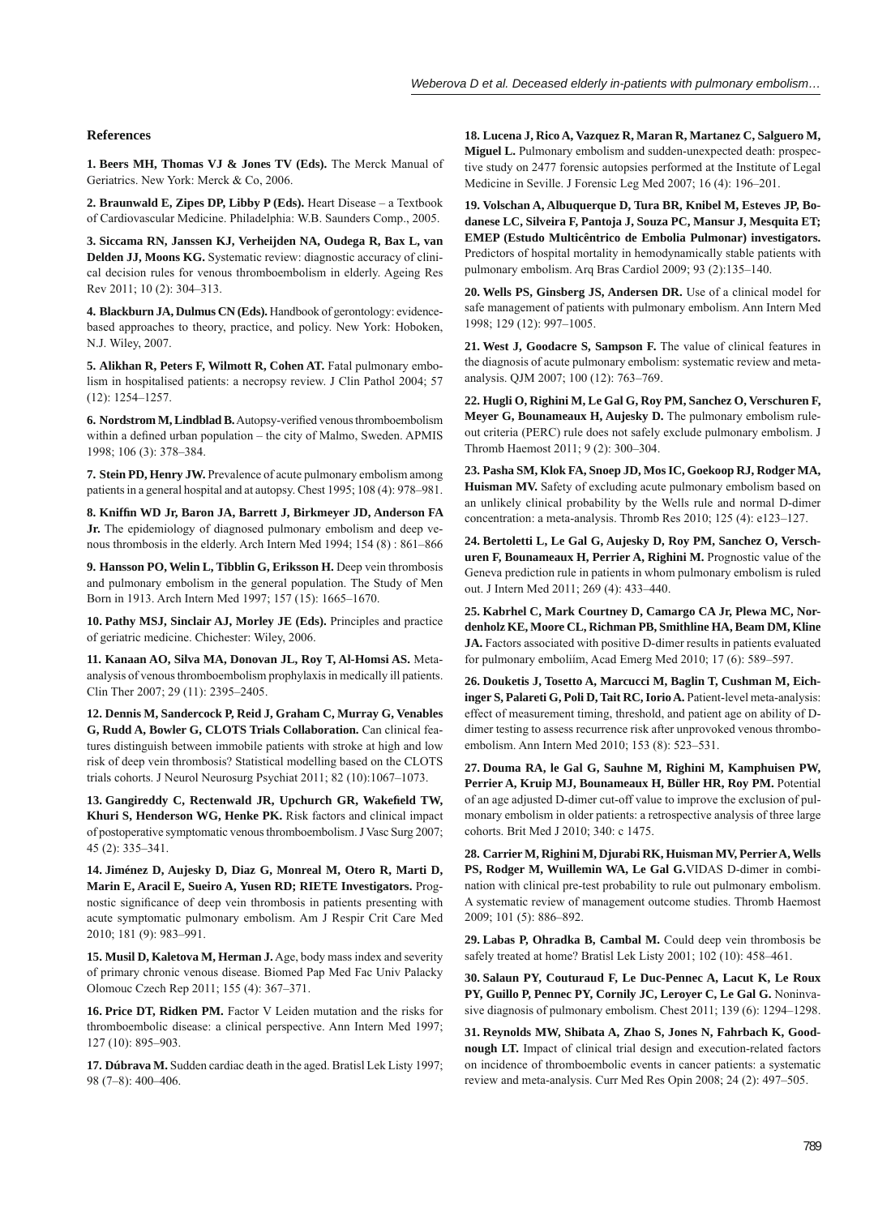## References

**1. Beers MH, Thomas VJ & Jones TV (Eds).** The Merck Manual of Geriatrics. New York: Merck & Co, 2006.

**2. Braunwald E, Zipes DP, Libby P (Eds).** Heart Disease – a Textbook of Cardiovascular Medicine. Philadelphia: W.B. Saunders Comp., 2005.

**3. Siccama RN, Janssen KJ, Verheijden NA, Oudega R, Bax L, van Delden JJ, Moons KG.** Systematic review: diagnostic accuracy of clinical decision rules for venous thromboembolism in elderly. Ageing Res Rev 2011; 10 (2): 304–313.

**4. Blackburn JA, Dulmus CN (Eds).** Handbook of gerontology: evidence-based approaches to theory, practice, and policy. New York: Hoboken, N.J. Wiley, 2007.

**5. Alikhan R, Peters F, Wilmott R, Cohen AT.** Fatal pulmonary embolism in hospitalised patients: a necropsy review. J Clin Pathol 2004; 57 (12): 1254–1257.

**6. Nordstrom M, Lindblad B.** Autopsy-verified venous thromboembolism within a defined urban population – the city of Malmo, Sweden. APMIS 1998; 106 (3): 378–384.

**7. Stein PD, Henry JW.** Prevalence of acute pulmonary embolism among patients in a general hospital and at autopsy. Chest 1995; 108 (4): 978–981.

**8. Kniffin WD Jr, Baron JA, Barrett J, Birkmeyer JD, Anderson FA Jr.** The epidemiology of diagnosed pulmonary embolism and deep venous thrombosis in the elderly. Arch Intern Med 1994; 154 (8) : 861–866

**9. Hansson PO, Welin L, Tibblin G, Eriksson H.** Deep vein thrombosis and pulmonary embolism in the general population. The Study of Men Born in 1913. Arch Intern Med 1997; 157 (15): 1665–1670.

**10. Pathy MSJ, Sinclair AJ, Morley JE (Eds).** Principles and practice of geriatric medicine. Chichester: Wiley, 2006.

**11. Kanaan AO, Silva MA, Donovan JL, Roy T, Al-Homsi AS.** Meta-analysis of venous thromboembolism prophylaxis in medically ill patients. Clin Ther 2007; 29 (11): 2395–2405.

**12. Dennis M, Sandercock P, Reid J, Graham C, Murray G, Venables G, Rudd A, Bowler G, CLOTS Trials Collaboration.** Can clinical features distinguish between immobile patients with stroke at high and low risk of deep vein thrombosis? Statistical modelling based on the CLOTS trials cohorts. J Neurol Neurosurg Psychiat 2011; 82 (10):1067–1073.

**13. Gangireddy C, Rectenwald JR, Upchurch GR, Wakefield TW, Khuri S, Henderson WG, Henke PK.** Risk factors and clinical impact of postoperative symptomatic venous thromboembolism. J Vasc Surg 2007; 45 (2): 335–341.

**14. Jiménez D, Aujesky D, Diaz G, Monreal M, Otero R, Marti D, Marin E, Aracil E, Sueiro A, Yusen RD; RIETE Investigators.** Prognostic significance of deep vein thrombosis in patients presenting with acute symptomatic pulmonary embolism. Am J Respir Crit Care Med 2010; 181 (9): 983–991.

**15. Musil D, Kaletova M, Herman J.** Age, body mass index and severity of primary chronic venous disease. Biomed Pap Med Fac Univ Palacky Olomouc Czech Rep 2011; 155 (4): 367–371.

**16. Price DT, Ridken PM.** Factor V Leiden mutation and the risks for thromboembolic disease: a clinical perspective. Ann Intern Med 1997; 127 (10): 895–903.

**17. Dúbrava M.** Sudden cardiac death in the aged. Bratisl Lek Listy 1997; 98 (7–8): 400–406.

**18. Lucena J, Rico A, Vazquez R, Maran R, Martanez C, Salguero M, Miguel L.** Pulmonary embolism and sudden-unexpected death: prospective study on 2477 forensic autopsies performed at the Institute of Legal Medicine in Seville. J Forensic Leg Med 2007; 16 (4): 196–201.

**19. Volschan A, Albuquerque D, Tura BR, Knibel M, Esteves JP, Bodanese LC, Silveira F, Pantoja J, Souza PC, Mansur J, Mesquita ET; EMEP (Estudo Multicêntrico de Embolia Pulmonar) investigators.** Predictors of hospital mortality in hemodynamically stable patients with pulmonary embolism. Arq Bras Cardiol 2009; 93 (2):135–140.

**20. Wells PS, Ginsberg JS, Andersen DR.** Use of a clinical model for safe management of patients with pulmonary embolism. Ann Intern Med 1998; 129 (12): 997–1005.

**21. West J, Goodacre S, Sampson F.** The value of clinical features in the diagnosis of acute pulmonary embolism: systematic review and meta-analysis. QJM 2007; 100 (12): 763–769.

**22. Hugli O, Righini M, Le Gal G, Roy PM, Sanchez O, Verschuren F, Meyer G, Bounameaux H, Aujesky D.** The pulmonary embolism rule-out criteria (PERC) rule does not safely exclude pulmonary embolism. J Thromb Haemost 2011; 9 (2): 300–304.

**23. Pasha SM, Klok FA, Snoep JD, Mos IC, Goekoop RJ, Rodger MA, Huisman MV.** Safety of excluding acute pulmonary embolism based on an unlikely clinical probability by the Wells rule and normal D-dimer concentration: a meta-analysis. Thromb Res 2010; 125 (4): e123–127.

**24. Bertoletti L, Le Gal G, Aujesky D, Roy PM, Sanchez O, Verschuren F, Bounameaux H, Perrier A, Righini M.** Prognostic value of the Geneva prediction rule in patients in whom pulmonary embolism is ruled out. J Intern Med 2011; 269 (4): 433–440.

**25. Kabrhel C, Mark Courtney D, Camargo CA Jr, Plewa MC, Nordenholz KE, Moore CL, Richman PB, Smithline HA, Beam DM, Kline JA.** Factors associated with positive D-dimer results in patients evaluated for pulmonary emboliím, Acad Emerg Med 2010; 17 (6): 589–597.

**26. Douketis J, Tosetto A, Marcucci M, Baglin T, Cushman M, Eichinger S, Palareti G, Poli D, Tait RC, Iorio A.** Patient-level meta-analysis: effect of measurement timing, threshold, and patient age on ability of D-dimer testing to assess recurrence risk after unprovoked venous thromboembolism. Ann Intern Med 2010; 153 (8): 523–531.

**27. Douma RA, le Gal G, Sauhne M, Righini M, Kamphuisen PW, Perrier A, Kruip MJ, Bounameaux H, Büller HR, Roy PM.** Potential of an age adjusted D-dimer cut-off value to improve the exclusion of pulmonary embolism in older patients: a retrospective analysis of three large cohorts. Brit Med J 2010; 340: c 1475.

**28. Carrier M, Righini M, Djurabi RK, Huisman MV, Perrier A, Wells PS, Rodger M, Wuillemin WA, Le Gal G.** VIDAS D-dimer in combination with clinical pre-test probability to rule out pulmonary embolism. A systematic review of management outcome studies. Thromb Haemost 2009; 101 (5): 886–892.

**29. Labas P, Ohradka B, Cambal M.** Could deep vein thrombosis be safely treated at home? Bratisl Lek Listy 2001; 102 (10): 458–461.

**30. Salaun PY, Couturaud F, Le Duc-Pennec A, Lacut K, Le Roux PY, Guillo P, Pennec PY, Cornily JC, Leroyer C, Le Gal G.** Noninvasive diagnosis of pulmonary embolism. Chest 2011; 139 (6): 1294–1298.

**31. Reynolds MW, Shibata A, Zhao S, Jones N, Fahrbach K, Goodnough LT.** Impact of clinical trial design and execution-related factors on incidence of thromboembolic events in cancer patients: a systematic review and meta-analysis. Curr Med Res Opin 2008; 24 (2): 497–505.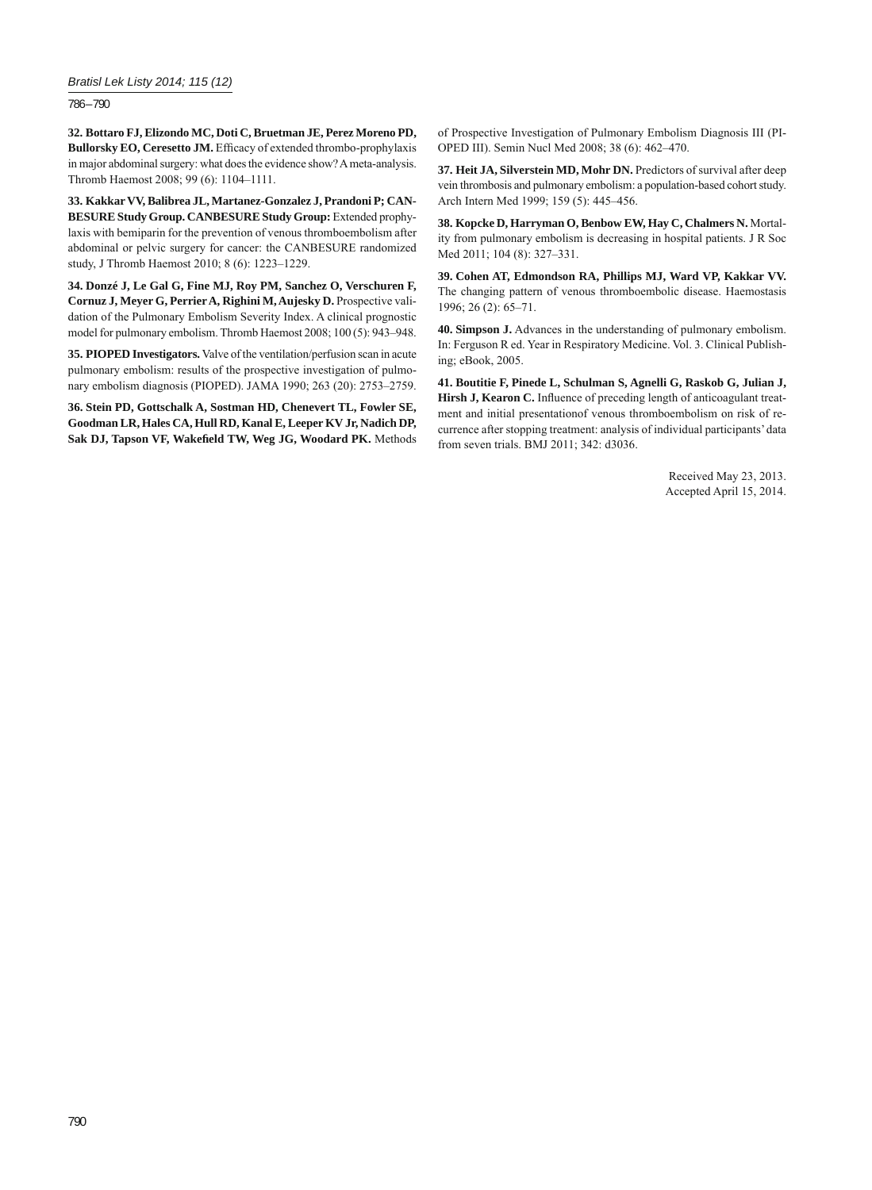**32. Bottaro FJ, Elizondo MC, Doti C, Bruetman JE, Perez Moreno PD, Bullorsky EO, Ceresetto JM.** Efficacy of extended thrombo-prophylaxis in major abdominal surgery: what does the evidence show? A meta-analysis. Thromb Haemost 2008; 99 (6): 1104–1111.

**33. Kakkar VV, Balibrea JL, Martanez-Gonzalez J, Prandoni P; CANBESURE Study Group. CANBESURE Study Group:** Extended prophylaxis with bemiparin for the prevention of venous thromboembolism after abdominal or pelvic surgery for cancer: the CANBESURE randomized study, J Thromb Haemost 2010; 8 (6): 1223–1229.

**34. Donzé J, Le Gal G, Fine MJ, Roy PM, Sanchez O, Verschuren F, Cornuz J, Meyer G, Perrier A, Righini M, Aujesky D.** Prospective validation of the Pulmonary Embolism Severity Index. A clinical prognostic model for pulmonary embolism. Thromb Haemost 2008; 100 (5): 943–948.

**35. PIOPED Investigators.** Valve of the ventilation/perfusion scan in acute pulmonary embolism: results of the prospective investigation of pulmonary embolism diagnosis (PIOPED). JAMA 1990; 263 (20): 2753–2759.

**36. Stein PD, Gottschalk A, Sostman HD, Chenevert TL, Fowler SE, Goodman LR, Hales CA, Hull RD, Kanal E, Leeper KV Jr, Nadich DP, Sak DJ, Tapson VF, Wakefield TW, Weg JG, Woodard PK.** Methods of Prospective Investigation of Pulmonary Embolism Diagnosis III (PIOPED III). Semin Nucl Med 2008; 38 (6): 462–470.

**37. Heit JA, Silverstein MD, Mohr DN.** Predictors of survival after deep vein thrombosis and pulmonary embolism: a population-based cohort study. Arch Intern Med 1999; 159 (5): 445–456.

**38. Kopcke D, Harryman O, Benbow EW, Hay C, Chalmers N.** Mortality from pulmonary embolism is decreasing in hospital patients. J R Soc Med 2011; 104 (8): 327–331.

**39. Cohen AT, Edmondson RA, Phillips MJ, Ward VP, Kakkar VV.** The changing pattern of venous thromboembolic disease. Haemostasis 1996; 26 (2): 65–71.

**40. Simpson J.** Advances in the understanding of pulmonary embolism. In: Ferguson R ed. Year in Respiratory Medicine. Vol. 3. Clinical Publishing; eBook, 2005.

**41. Boutitie F, Pinede L, Schulman S, Agnelli G, Raskob G, Julian J, Hirsh J, Kearon C.** Influence of preceding length of anticoagulant treatment and initial presentationof venous thromboembolism on risk of recurrence after stopping treatment: analysis of individual participants' data from seven trials. BMJ 2011; 342: d3036.

Received May 23, 2013.
Accepted April 15, 2014.